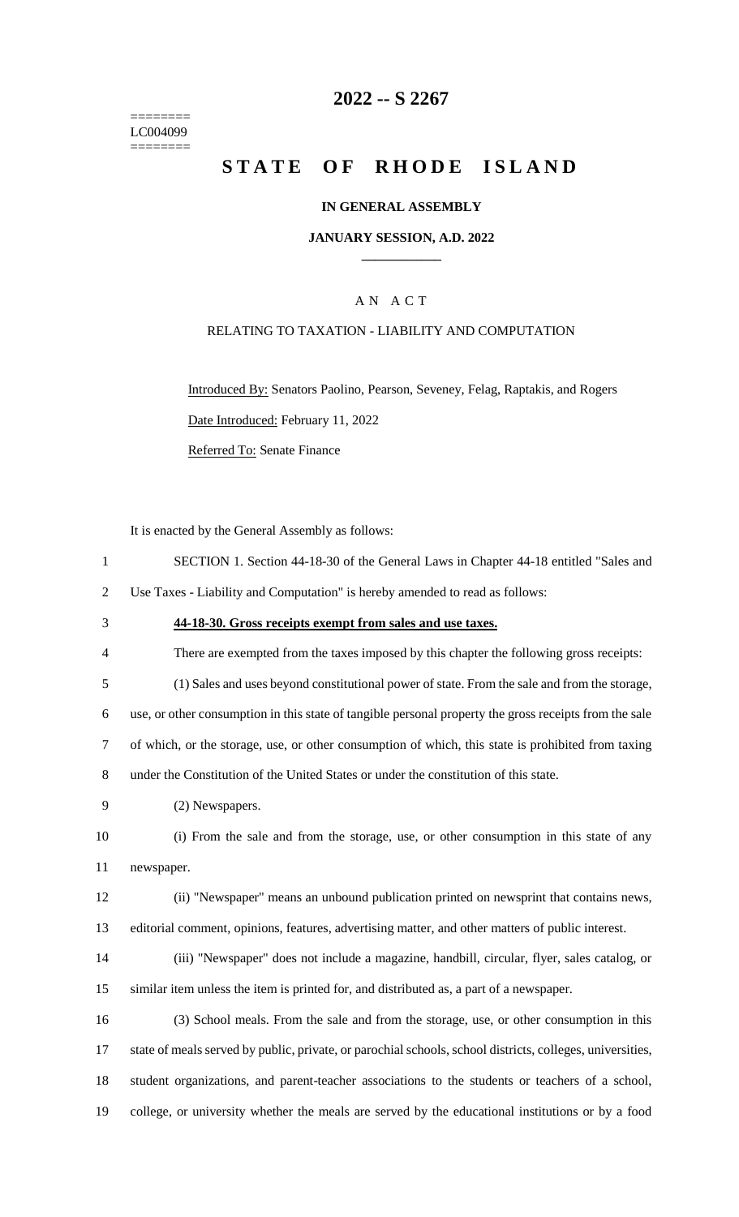========
LC004099
========

# 2022 -- S 2267

# STATE OF RHODE ISLAND

### IN GENERAL ASSEMBLY

### JANUARY SESSION, A.D. 2022

### A N A C T

### RELATING TO TAXATION - LIABILITY AND COMPUTATION

Introduced By: Senators Paolino, Pearson, Seveney, Felag, Raptakis, and Rogers

Date Introduced: February 11, 2022

Referred To: Senate Finance

It is enacted by the General Assembly as follows:

SECTION 1. Section 44-18-30 of the General Laws in Chapter 44-18 entitled "Sales and Use Taxes - Liability and Computation" is hereby amended to read as follows:

**44-18-30. Gross receipts exempt from sales and use taxes.**

There are exempted from the taxes imposed by this chapter the following gross receipts:

(1) Sales and uses beyond constitutional power of state. From the sale and from the storage, use, or other consumption in this state of tangible personal property the gross receipts from the sale of which, or the storage, use, or other consumption of which, this state is prohibited from taxing under the Constitution of the United States or under the constitution of this state.

(2) Newspapers.

(i) From the sale and from the storage, use, or other consumption in this state of any newspaper.

(ii) "Newspaper" means an unbound publication printed on newsprint that contains news, editorial comment, opinions, features, advertising matter, and other matters of public interest.

(iii) "Newspaper" does not include a magazine, handbill, circular, flyer, sales catalog, or similar item unless the item is printed for, and distributed as, a part of a newspaper.

(3) School meals. From the sale and from the storage, use, or other consumption in this state of meals served by public, private, or parochial schools, school districts, colleges, universities, student organizations, and parent-teacher associations to the students or teachers of a school, college, or university whether the meals are served by the educational institutions or by a food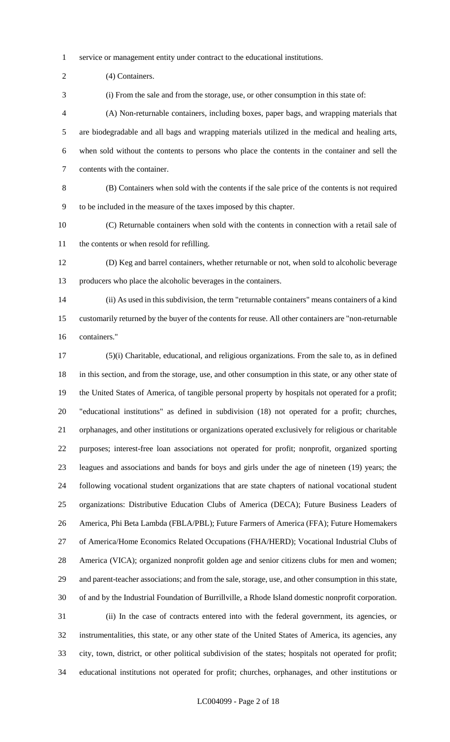service or management entity under contract to the educational institutions.

(4) Containers.

(i) From the sale and from the storage, use, or other consumption in this state of:

(A) Non-returnable containers, including boxes, paper bags, and wrapping materials that are biodegradable and all bags and wrapping materials utilized in the medical and healing arts, when sold without the contents to persons who place the contents in the container and sell the contents with the container.

(B) Containers when sold with the contents if the sale price of the contents is not required to be included in the measure of the taxes imposed by this chapter.

(C) Returnable containers when sold with the contents in connection with a retail sale of the contents or when resold for refilling.

(D) Keg and barrel containers, whether returnable or not, when sold to alcoholic beverage producers who place the alcoholic beverages in the containers.

(ii) As used in this subdivision, the term "returnable containers" means containers of a kind customarily returned by the buyer of the contents for reuse. All other containers are "non-returnable containers."

(5)(i) Charitable, educational, and religious organizations. From the sale to, as in defined in this section, and from the storage, use, and other consumption in this state, or any other state of the United States of America, of tangible personal property by hospitals not operated for a profit; "educational institutions" as defined in subdivision (18) not operated for a profit; churches, orphanages, and other institutions or organizations operated exclusively for religious or charitable purposes; interest-free loan associations not operated for profit; nonprofit, organized sporting leagues and associations and bands for boys and girls under the age of nineteen (19) years; the following vocational student organizations that are state chapters of national vocational student organizations: Distributive Education Clubs of America (DECA); Future Business Leaders of America, Phi Beta Lambda (FBLA/PBL); Future Farmers of America (FFA); Future Homemakers of America/Home Economics Related Occupations (FHA/HERD); Vocational Industrial Clubs of America (VICA); organized nonprofit golden age and senior citizens clubs for men and women; and parent-teacher associations; and from the sale, storage, use, and other consumption in this state, of and by the Industrial Foundation of Burrillville, a Rhode Island domestic nonprofit corporation.

(ii) In the case of contracts entered into with the federal government, its agencies, or instrumentalities, this state, or any other state of the United States of America, its agencies, any city, town, district, or other political subdivision of the states; hospitals not operated for profit; educational institutions not operated for profit; churches, orphanages, and other institutions or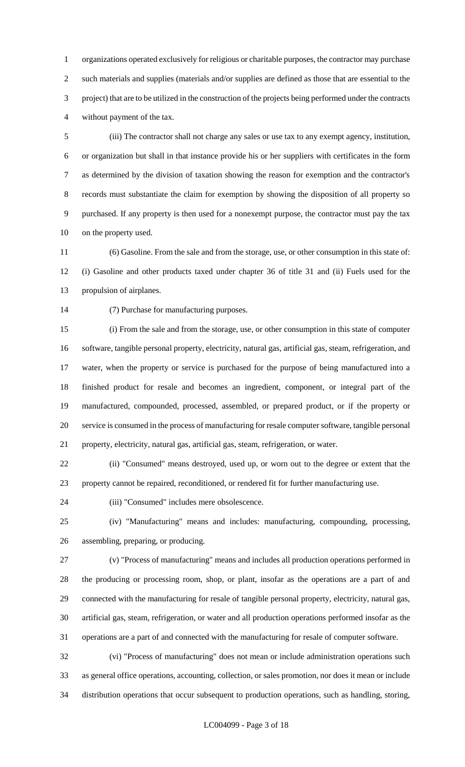organizations operated exclusively for religious or charitable purposes, the contractor may purchase such materials and supplies (materials and/or supplies are defined as those that are essential to the project) that are to be utilized in the construction of the projects being performed under the contracts without payment of the tax.

(iii) The contractor shall not charge any sales or use tax to any exempt agency, institution, or organization but shall in that instance provide his or her suppliers with certificates in the form as determined by the division of taxation showing the reason for exemption and the contractor's records must substantiate the claim for exemption by showing the disposition of all property so purchased. If any property is then used for a nonexempt purpose, the contractor must pay the tax on the property used.

(6) Gasoline. From the sale and from the storage, use, or other consumption in this state of: (i) Gasoline and other products taxed under chapter 36 of title 31 and (ii) Fuels used for the propulsion of airplanes.

(7) Purchase for manufacturing purposes.

(i) From the sale and from the storage, use, or other consumption in this state of computer software, tangible personal property, electricity, natural gas, artificial gas, steam, refrigeration, and water, when the property or service is purchased for the purpose of being manufactured into a finished product for resale and becomes an ingredient, component, or integral part of the manufactured, compounded, processed, assembled, or prepared product, or if the property or service is consumed in the process of manufacturing for resale computer software, tangible personal property, electricity, natural gas, artificial gas, steam, refrigeration, or water.

(ii) "Consumed" means destroyed, used up, or worn out to the degree or extent that the property cannot be repaired, reconditioned, or rendered fit for further manufacturing use.

(iii) "Consumed" includes mere obsolescence.

(iv) "Manufacturing" means and includes: manufacturing, compounding, processing, assembling, preparing, or producing.

(v) "Process of manufacturing" means and includes all production operations performed in the producing or processing room, shop, or plant, insofar as the operations are a part of and connected with the manufacturing for resale of tangible personal property, electricity, natural gas, artificial gas, steam, refrigeration, or water and all production operations performed insofar as the operations are a part of and connected with the manufacturing for resale of computer software.

(vi) "Process of manufacturing" does not mean or include administration operations such as general office operations, accounting, collection, or sales promotion, nor does it mean or include distribution operations that occur subsequent to production operations, such as handling, storing,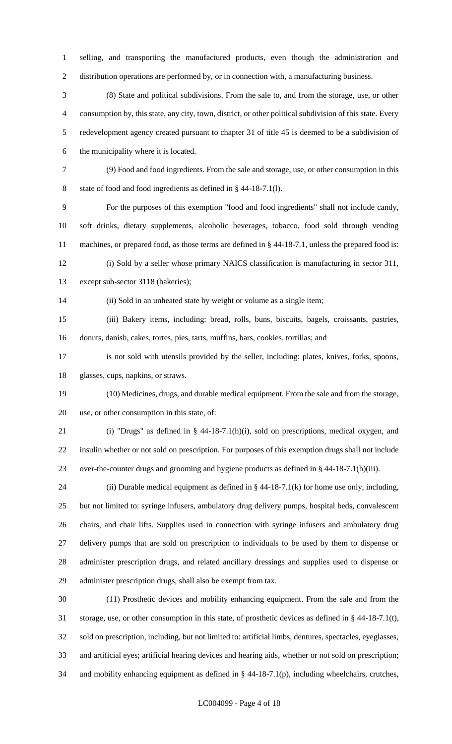selling, and transporting the manufactured products, even though the administration and distribution operations are performed by, or in connection with, a manufacturing business.

(8) State and political subdivisions. From the sale to, and from the storage, use, or other consumption by, this state, any city, town, district, or other political subdivision of this state. Every redevelopment agency created pursuant to chapter 31 of title 45 is deemed to be a subdivision of the municipality where it is located.

(9) Food and food ingredients. From the sale and storage, use, or other consumption in this state of food and food ingredients as defined in § 44-18-7.1(l).

For the purposes of this exemption "food and food ingredients" shall not include candy, soft drinks, dietary supplements, alcoholic beverages, tobacco, food sold through vending machines, or prepared food, as those terms are defined in § 44-18-7.1, unless the prepared food is:

(i) Sold by a seller whose primary NAICS classification is manufacturing in sector 311, except sub-sector 3118 (bakeries);

(ii) Sold in an unheated state by weight or volume as a single item;

(iii) Bakery items, including: bread, rolls, buns, biscuits, bagels, croissants, pastries, donuts, danish, cakes, tortes, pies, tarts, muffins, bars, cookies, tortillas; and

is not sold with utensils provided by the seller, including: plates, knives, forks, spoons, glasses, cups, napkins, or straws.

(10) Medicines, drugs, and durable medical equipment. From the sale and from the storage, use, or other consumption in this state, of:

(i) "Drugs" as defined in § 44-18-7.1(h)(i), sold on prescriptions, medical oxygen, and insulin whether or not sold on prescription. For purposes of this exemption drugs shall not include over-the-counter drugs and grooming and hygiene products as defined in § 44-18-7.1(h)(iii).

(ii) Durable medical equipment as defined in § 44-18-7.1(k) for home use only, including, but not limited to: syringe infusers, ambulatory drug delivery pumps, hospital beds, convalescent chairs, and chair lifts. Supplies used in connection with syringe infusers and ambulatory drug delivery pumps that are sold on prescription to individuals to be used by them to dispense or administer prescription drugs, and related ancillary dressings and supplies used to dispense or administer prescription drugs, shall also be exempt from tax.

(11) Prosthetic devices and mobility enhancing equipment. From the sale and from the storage, use, or other consumption in this state, of prosthetic devices as defined in § 44-18-7.1(t), sold on prescription, including, but not limited to: artificial limbs, dentures, spectacles, eyeglasses, and artificial eyes; artificial hearing devices and hearing aids, whether or not sold on prescription; and mobility enhancing equipment as defined in § 44-18-7.1(p), including wheelchairs, crutches,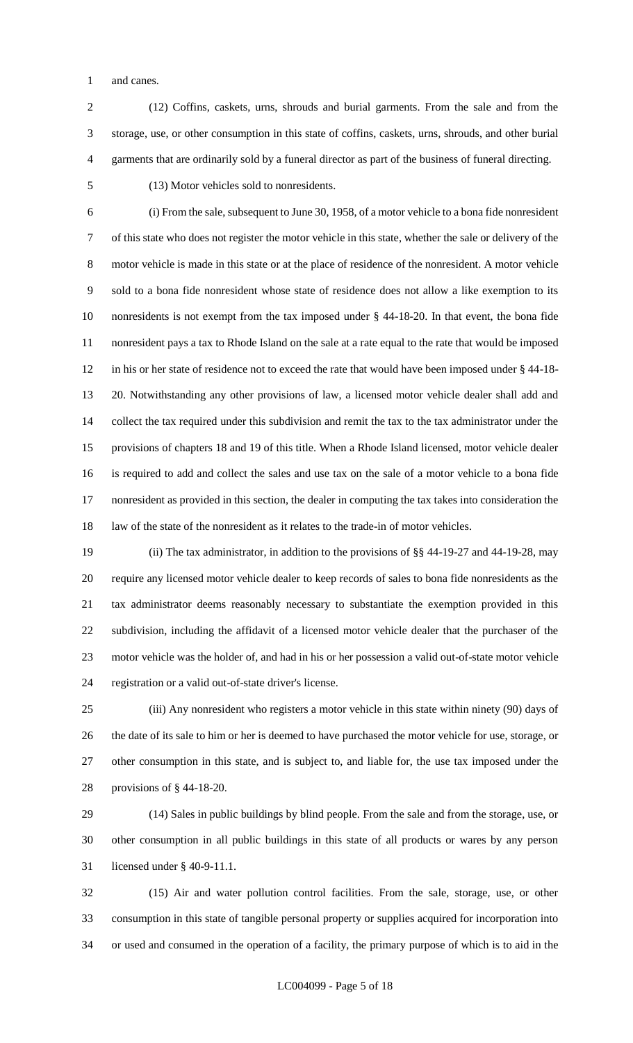and canes.

(12) Coffins, caskets, urns, shrouds and burial garments. From the sale and from the storage, use, or other consumption in this state of coffins, caskets, urns, shrouds, and other burial garments that are ordinarily sold by a funeral director as part of the business of funeral directing.

(13) Motor vehicles sold to nonresidents.

(i) From the sale, subsequent to June 30, 1958, of a motor vehicle to a bona fide nonresident of this state who does not register the motor vehicle in this state, whether the sale or delivery of the motor vehicle is made in this state or at the place of residence of the nonresident. A motor vehicle sold to a bona fide nonresident whose state of residence does not allow a like exemption to its nonresidents is not exempt from the tax imposed under § 44-18-20. In that event, the bona fide nonresident pays a tax to Rhode Island on the sale at a rate equal to the rate that would be imposed in his or her state of residence not to exceed the rate that would have been imposed under § 44-18-20. Notwithstanding any other provisions of law, a licensed motor vehicle dealer shall add and collect the tax required under this subdivision and remit the tax to the tax administrator under the provisions of chapters 18 and 19 of this title. When a Rhode Island licensed, motor vehicle dealer is required to add and collect the sales and use tax on the sale of a motor vehicle to a bona fide nonresident as provided in this section, the dealer in computing the tax takes into consideration the law of the state of the nonresident as it relates to the trade-in of motor vehicles.

(ii) The tax administrator, in addition to the provisions of §§ 44-19-27 and 44-19-28, may require any licensed motor vehicle dealer to keep records of sales to bona fide nonresidents as the tax administrator deems reasonably necessary to substantiate the exemption provided in this subdivision, including the affidavit of a licensed motor vehicle dealer that the purchaser of the motor vehicle was the holder of, and had in his or her possession a valid out-of-state motor vehicle registration or a valid out-of-state driver's license.

(iii) Any nonresident who registers a motor vehicle in this state within ninety (90) days of the date of its sale to him or her is deemed to have purchased the motor vehicle for use, storage, or other consumption in this state, and is subject to, and liable for, the use tax imposed under the provisions of § 44-18-20.

(14) Sales in public buildings by blind people. From the sale and from the storage, use, or other consumption in all public buildings in this state of all products or wares by any person licensed under § 40-9-11.1.

(15) Air and water pollution control facilities. From the sale, storage, use, or other consumption in this state of tangible personal property or supplies acquired for incorporation into or used and consumed in the operation of a facility, the primary purpose of which is to aid in the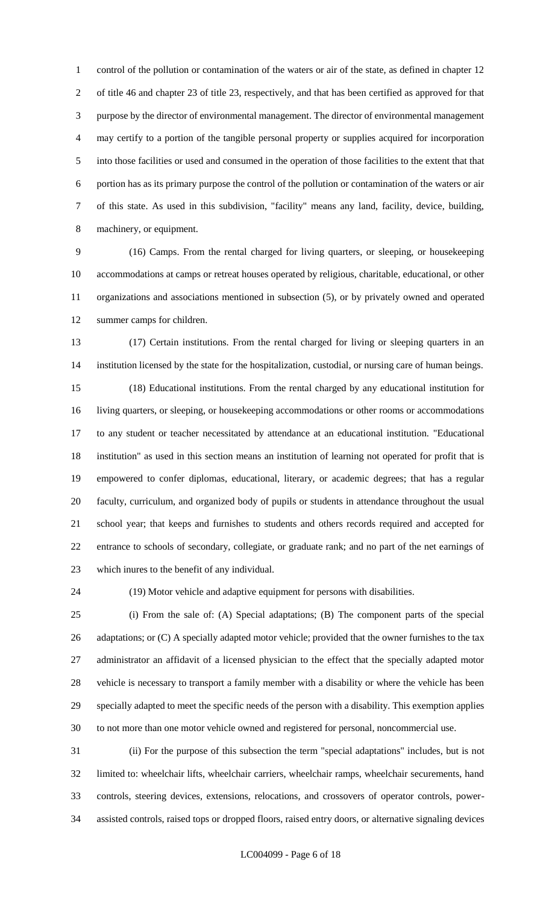control of the pollution or contamination of the waters or air of the state, as defined in chapter 12 of title 46 and chapter 23 of title 23, respectively, and that has been certified as approved for that purpose by the director of environmental management. The director of environmental management may certify to a portion of the tangible personal property or supplies acquired for incorporation into those facilities or used and consumed in the operation of those facilities to the extent that that portion has as its primary purpose the control of the pollution or contamination of the waters or air of this state. As used in this subdivision, "facility" means any land, facility, device, building, machinery, or equipment.

(16) Camps. From the rental charged for living quarters, or sleeping, or housekeeping accommodations at camps or retreat houses operated by religious, charitable, educational, or other organizations and associations mentioned in subsection (5), or by privately owned and operated summer camps for children.

(17) Certain institutions. From the rental charged for living or sleeping quarters in an institution licensed by the state for the hospitalization, custodial, or nursing care of human beings.

(18) Educational institutions. From the rental charged by any educational institution for living quarters, or sleeping, or housekeeping accommodations or other rooms or accommodations to any student or teacher necessitated by attendance at an educational institution. "Educational institution" as used in this section means an institution of learning not operated for profit that is empowered to confer diplomas, educational, literary, or academic degrees; that has a regular faculty, curriculum, and organized body of pupils or students in attendance throughout the usual school year; that keeps and furnishes to students and others records required and accepted for entrance to schools of secondary, collegiate, or graduate rank; and no part of the net earnings of which inures to the benefit of any individual.

(19) Motor vehicle and adaptive equipment for persons with disabilities.

(i) From the sale of: (A) Special adaptations; (B) The component parts of the special adaptations; or (C) A specially adapted motor vehicle; provided that the owner furnishes to the tax administrator an affidavit of a licensed physician to the effect that the specially adapted motor vehicle is necessary to transport a family member with a disability or where the vehicle has been specially adapted to meet the specific needs of the person with a disability. This exemption applies to not more than one motor vehicle owned and registered for personal, noncommercial use.

(ii) For the purpose of this subsection the term "special adaptations" includes, but is not limited to: wheelchair lifts, wheelchair carriers, wheelchair ramps, wheelchair securements, hand controls, steering devices, extensions, relocations, and crossovers of operator controls, power-assisted controls, raised tops or dropped floors, raised entry doors, or alternative signaling devices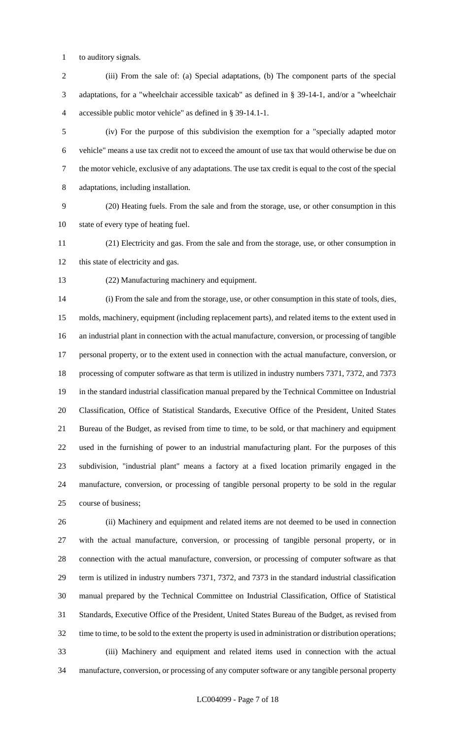to auditory signals.

(iii) From the sale of: (a) Special adaptations, (b) The component parts of the special adaptations, for a "wheelchair accessible taxicab" as defined in § 39-14-1, and/or a "wheelchair accessible public motor vehicle" as defined in § 39-14.1-1.

(iv) For the purpose of this subdivision the exemption for a "specially adapted motor vehicle" means a use tax credit not to exceed the amount of use tax that would otherwise be due on the motor vehicle, exclusive of any adaptations. The use tax credit is equal to the cost of the special adaptations, including installation.

(20) Heating fuels. From the sale and from the storage, use, or other consumption in this state of every type of heating fuel.

(21) Electricity and gas. From the sale and from the storage, use, or other consumption in this state of electricity and gas.

(22) Manufacturing machinery and equipment.

(i) From the sale and from the storage, use, or other consumption in this state of tools, dies, molds, machinery, equipment (including replacement parts), and related items to the extent used in an industrial plant in connection with the actual manufacture, conversion, or processing of tangible personal property, or to the extent used in connection with the actual manufacture, conversion, or processing of computer software as that term is utilized in industry numbers 7371, 7372, and 7373 in the standard industrial classification manual prepared by the Technical Committee on Industrial Classification, Office of Statistical Standards, Executive Office of the President, United States Bureau of the Budget, as revised from time to time, to be sold, or that machinery and equipment used in the furnishing of power to an industrial manufacturing plant. For the purposes of this subdivision, "industrial plant" means a factory at a fixed location primarily engaged in the manufacture, conversion, or processing of tangible personal property to be sold in the regular course of business;

(ii) Machinery and equipment and related items are not deemed to be used in connection with the actual manufacture, conversion, or processing of tangible personal property, or in connection with the actual manufacture, conversion, or processing of computer software as that term is utilized in industry numbers 7371, 7372, and 7373 in the standard industrial classification manual prepared by the Technical Committee on Industrial Classification, Office of Statistical Standards, Executive Office of the President, United States Bureau of the Budget, as revised from time to time, to be sold to the extent the property is used in administration or distribution operations;

(iii) Machinery and equipment and related items used in connection with the actual manufacture, conversion, or processing of any computer software or any tangible personal property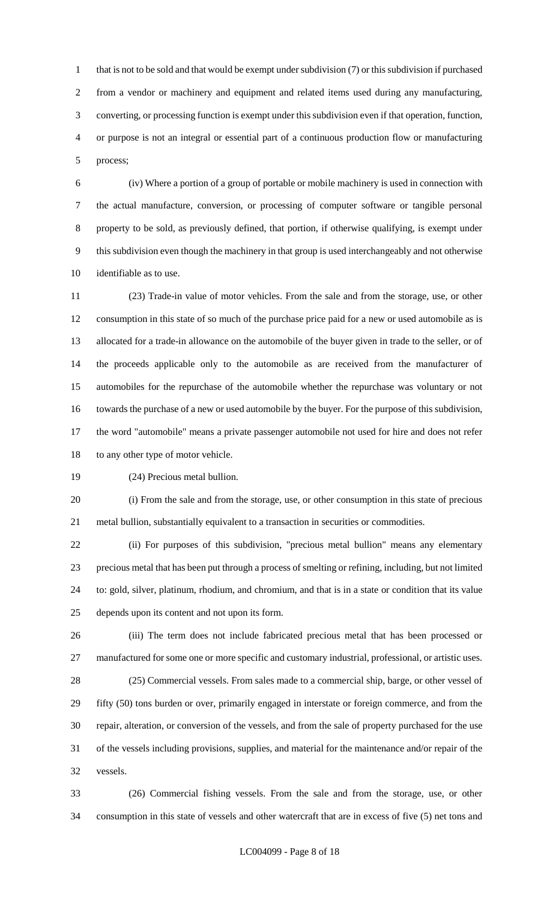that is not to be sold and that would be exempt under subdivision (7) or this subdivision if purchased from a vendor or machinery and equipment and related items used during any manufacturing, converting, or processing function is exempt under this subdivision even if that operation, function, or purpose is not an integral or essential part of a continuous production flow or manufacturing process;

(iv) Where a portion of a group of portable or mobile machinery is used in connection with the actual manufacture, conversion, or processing of computer software or tangible personal property to be sold, as previously defined, that portion, if otherwise qualifying, is exempt under this subdivision even though the machinery in that group is used interchangeably and not otherwise identifiable as to use.

(23) Trade-in value of motor vehicles. From the sale and from the storage, use, or other consumption in this state of so much of the purchase price paid for a new or used automobile as is allocated for a trade-in allowance on the automobile of the buyer given in trade to the seller, or of the proceeds applicable only to the automobile as are received from the manufacturer of automobiles for the repurchase of the automobile whether the repurchase was voluntary or not towards the purchase of a new or used automobile by the buyer. For the purpose of this subdivision, the word "automobile" means a private passenger automobile not used for hire and does not refer to any other type of motor vehicle.

(24) Precious metal bullion.

(i) From the sale and from the storage, use, or other consumption in this state of precious metal bullion, substantially equivalent to a transaction in securities or commodities.

(ii) For purposes of this subdivision, "precious metal bullion" means any elementary precious metal that has been put through a process of smelting or refining, including, but not limited to: gold, silver, platinum, rhodium, and chromium, and that is in a state or condition that its value depends upon its content and not upon its form.

(iii) The term does not include fabricated precious metal that has been processed or manufactured for some one or more specific and customary industrial, professional, or artistic uses.

(25) Commercial vessels. From sales made to a commercial ship, barge, or other vessel of fifty (50) tons burden or over, primarily engaged in interstate or foreign commerce, and from the repair, alteration, or conversion of the vessels, and from the sale of property purchased for the use of the vessels including provisions, supplies, and material for the maintenance and/or repair of the vessels.

(26) Commercial fishing vessels. From the sale and from the storage, use, or other consumption in this state of vessels and other watercraft that are in excess of five (5) net tons and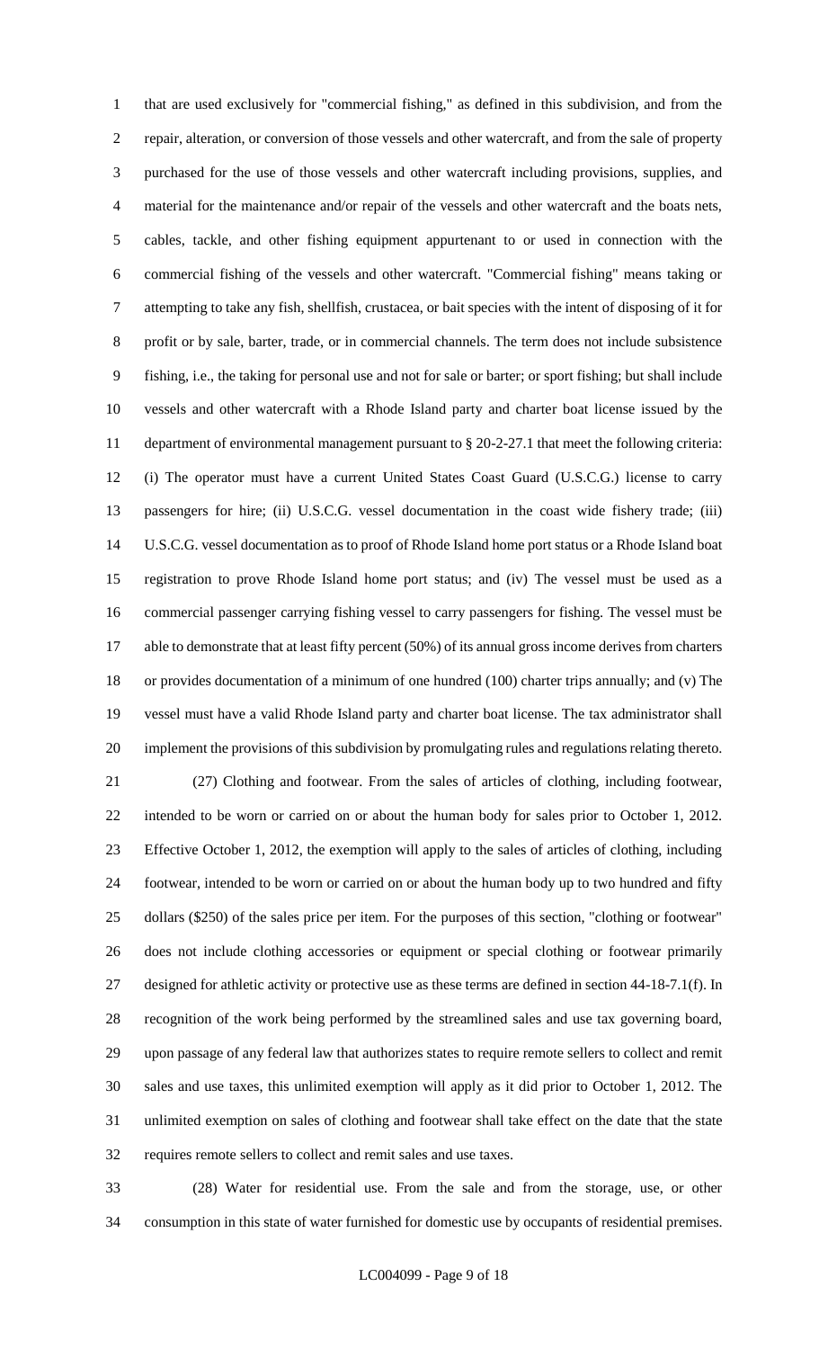that are used exclusively for "commercial fishing," as defined in this subdivision, and from the repair, alteration, or conversion of those vessels and other watercraft, and from the sale of property purchased for the use of those vessels and other watercraft including provisions, supplies, and material for the maintenance and/or repair of the vessels and other watercraft and the boats nets, cables, tackle, and other fishing equipment appurtenant to or used in connection with the commercial fishing of the vessels and other watercraft. "Commercial fishing" means taking or attempting to take any fish, shellfish, crustacea, or bait species with the intent of disposing of it for profit or by sale, barter, trade, or in commercial channels. The term does not include subsistence fishing, i.e., the taking for personal use and not for sale or barter; or sport fishing; but shall include vessels and other watercraft with a Rhode Island party and charter boat license issued by the department of environmental management pursuant to § 20-2-27.1 that meet the following criteria: (i) The operator must have a current United States Coast Guard (U.S.C.G.) license to carry passengers for hire; (ii) U.S.C.G. vessel documentation in the coast wide fishery trade; (iii) U.S.C.G. vessel documentation as to proof of Rhode Island home port status or a Rhode Island boat registration to prove Rhode Island home port status; and (iv) The vessel must be used as a commercial passenger carrying fishing vessel to carry passengers for fishing. The vessel must be able to demonstrate that at least fifty percent (50%) of its annual gross income derives from charters or provides documentation of a minimum of one hundred (100) charter trips annually; and (v) The vessel must have a valid Rhode Island party and charter boat license. The tax administrator shall implement the provisions of this subdivision by promulgating rules and regulations relating thereto.

(27) Clothing and footwear. From the sales of articles of clothing, including footwear, intended to be worn or carried on or about the human body for sales prior to October 1, 2012. Effective October 1, 2012, the exemption will apply to the sales of articles of clothing, including footwear, intended to be worn or carried on or about the human body up to two hundred and fifty dollars ($250) of the sales price per item. For the purposes of this section, "clothing or footwear" does not include clothing accessories or equipment or special clothing or footwear primarily designed for athletic activity or protective use as these terms are defined in section 44-18-7.1(f). In recognition of the work being performed by the streamlined sales and use tax governing board, upon passage of any federal law that authorizes states to require remote sellers to collect and remit sales and use taxes, this unlimited exemption will apply as it did prior to October 1, 2012. The unlimited exemption on sales of clothing and footwear shall take effect on the date that the state requires remote sellers to collect and remit sales and use taxes.

(28) Water for residential use. From the sale and from the storage, use, or other consumption in this state of water furnished for domestic use by occupants of residential premises.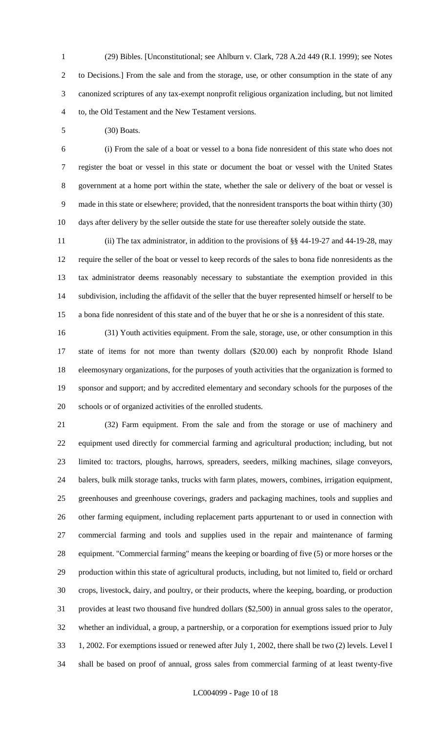(29) Bibles. [Unconstitutional; see Ahlburn v. Clark, 728 A.2d 449 (R.I. 1999); see Notes to Decisions.] From the sale and from the storage, use, or other consumption in the state of any canonized scriptures of any tax-exempt nonprofit religious organization including, but not limited to, the Old Testament and the New Testament versions.

(30) Boats.

(i) From the sale of a boat or vessel to a bona fide nonresident of this state who does not register the boat or vessel in this state or document the boat or vessel with the United States government at a home port within the state, whether the sale or delivery of the boat or vessel is made in this state or elsewhere; provided, that the nonresident transports the boat within thirty (30) days after delivery by the seller outside the state for use thereafter solely outside the state.

(ii) The tax administrator, in addition to the provisions of §§ 44-19-27 and 44-19-28, may require the seller of the boat or vessel to keep records of the sales to bona fide nonresidents as the tax administrator deems reasonably necessary to substantiate the exemption provided in this subdivision, including the affidavit of the seller that the buyer represented himself or herself to be a bona fide nonresident of this state and of the buyer that he or she is a nonresident of this state.

(31) Youth activities equipment. From the sale, storage, use, or other consumption in this state of items for not more than twenty dollars ($20.00) each by nonprofit Rhode Island eleemosynary organizations, for the purposes of youth activities that the organization is formed to sponsor and support; and by accredited elementary and secondary schools for the purposes of the schools or of organized activities of the enrolled students.

(32) Farm equipment. From the sale and from the storage or use of machinery and equipment used directly for commercial farming and agricultural production; including, but not limited to: tractors, ploughs, harrows, spreaders, seeders, milking machines, silage conveyors, balers, bulk milk storage tanks, trucks with farm plates, mowers, combines, irrigation equipment, greenhouses and greenhouse coverings, graders and packaging machines, tools and supplies and other farming equipment, including replacement parts appurtenant to or used in connection with commercial farming and tools and supplies used in the repair and maintenance of farming equipment. "Commercial farming" means the keeping or boarding of five (5) or more horses or the production within this state of agricultural products, including, but not limited to, field or orchard crops, livestock, dairy, and poultry, or their products, where the keeping, boarding, or production provides at least two thousand five hundred dollars ($2,500) in annual gross sales to the operator, whether an individual, a group, a partnership, or a corporation for exemptions issued prior to July 1, 2002. For exemptions issued or renewed after July 1, 2002, there shall be two (2) levels. Level I shall be based on proof of annual, gross sales from commercial farming of at least twenty-five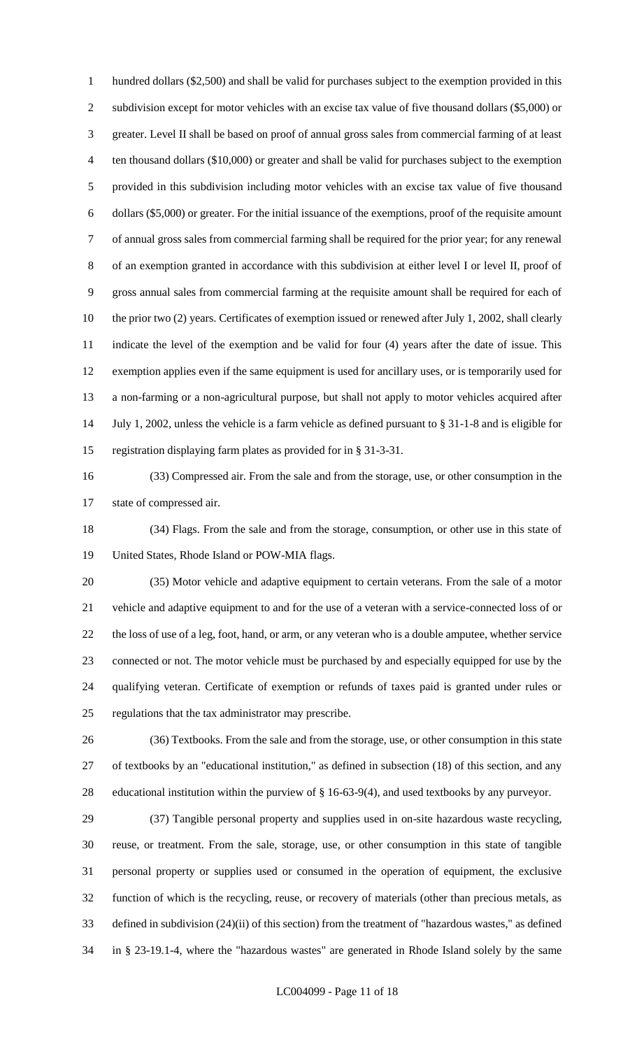hundred dollars ($2,500) and shall be valid for purchases subject to the exemption provided in this subdivision except for motor vehicles with an excise tax value of five thousand dollars ($5,000) or greater. Level II shall be based on proof of annual gross sales from commercial farming of at least ten thousand dollars ($10,000) or greater and shall be valid for purchases subject to the exemption provided in this subdivision including motor vehicles with an excise tax value of five thousand dollars ($5,000) or greater. For the initial issuance of the exemptions, proof of the requisite amount of annual gross sales from commercial farming shall be required for the prior year; for any renewal of an exemption granted in accordance with this subdivision at either level I or level II, proof of gross annual sales from commercial farming at the requisite amount shall be required for each of the prior two (2) years. Certificates of exemption issued or renewed after July 1, 2002, shall clearly indicate the level of the exemption and be valid for four (4) years after the date of issue. This exemption applies even if the same equipment is used for ancillary uses, or is temporarily used for a non-farming or a non-agricultural purpose, but shall not apply to motor vehicles acquired after July 1, 2002, unless the vehicle is a farm vehicle as defined pursuant to § 31-1-8 and is eligible for registration displaying farm plates as provided for in § 31-3-31.

(33) Compressed air. From the sale and from the storage, use, or other consumption in the state of compressed air.

(34) Flags. From the sale and from the storage, consumption, or other use in this state of United States, Rhode Island or POW-MIA flags.

(35) Motor vehicle and adaptive equipment to certain veterans. From the sale of a motor vehicle and adaptive equipment to and for the use of a veteran with a service-connected loss of or the loss of use of a leg, foot, hand, or arm, or any veteran who is a double amputee, whether service connected or not. The motor vehicle must be purchased by and especially equipped for use by the qualifying veteran. Certificate of exemption or refunds of taxes paid is granted under rules or regulations that the tax administrator may prescribe.

(36) Textbooks. From the sale and from the storage, use, or other consumption in this state of textbooks by an "educational institution," as defined in subsection (18) of this section, and any educational institution within the purview of § 16-63-9(4), and used textbooks by any purveyor.

(37) Tangible personal property and supplies used in on-site hazardous waste recycling, reuse, or treatment. From the sale, storage, use, or other consumption in this state of tangible personal property or supplies used or consumed in the operation of equipment, the exclusive function of which is the recycling, reuse, or recovery of materials (other than precious metals, as defined in subdivision (24)(ii) of this section) from the treatment of "hazardous wastes," as defined in § 23-19.1-4, where the "hazardous wastes" are generated in Rhode Island solely by the same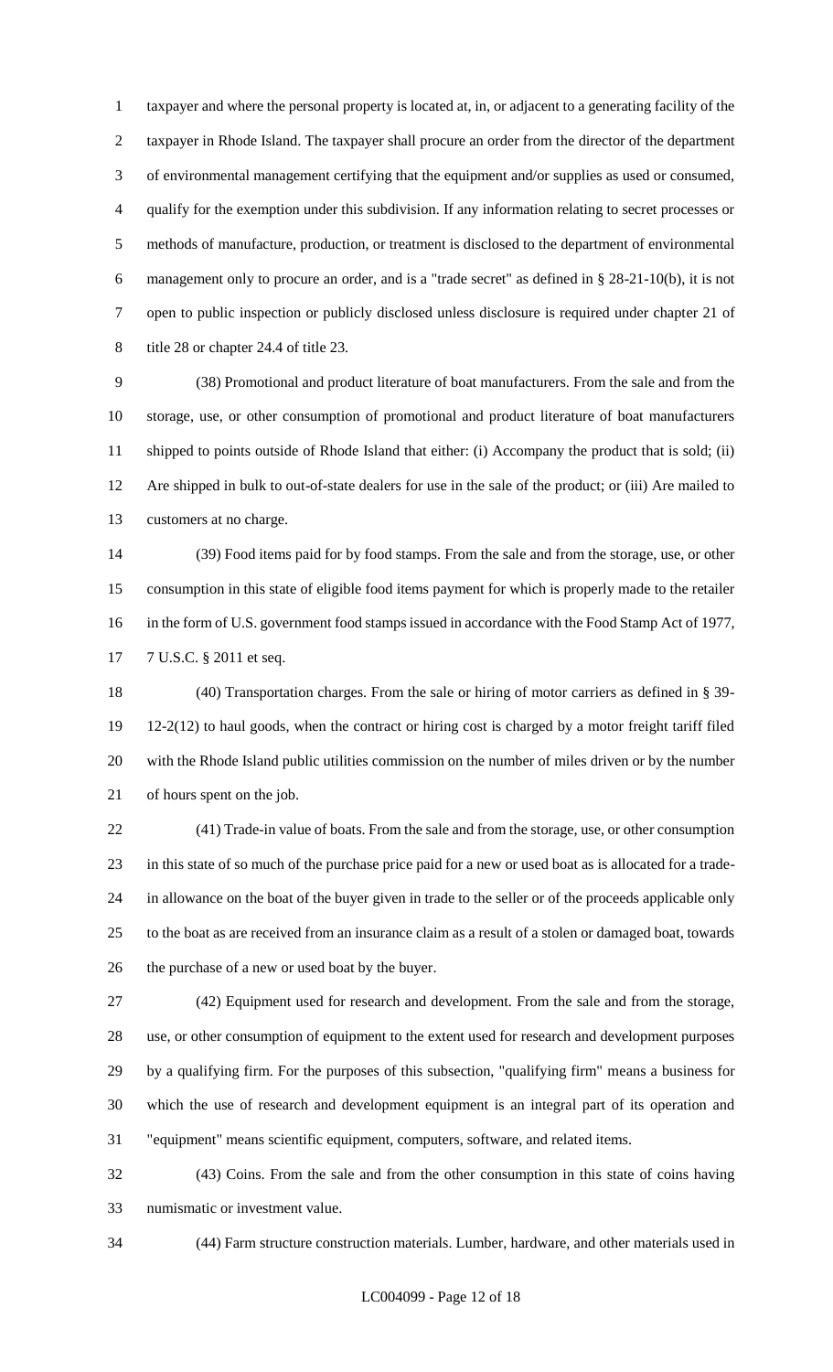taxpayer and where the personal property is located at, in, or adjacent to a generating facility of the taxpayer in Rhode Island. The taxpayer shall procure an order from the director of the department of environmental management certifying that the equipment and/or supplies as used or consumed, qualify for the exemption under this subdivision. If any information relating to secret processes or methods of manufacture, production, or treatment is disclosed to the department of environmental management only to procure an order, and is a "trade secret" as defined in § 28-21-10(b), it is not open to public inspection or publicly disclosed unless disclosure is required under chapter 21 of title 28 or chapter 24.4 of title 23.

(38) Promotional and product literature of boat manufacturers. From the sale and from the storage, use, or other consumption of promotional and product literature of boat manufacturers shipped to points outside of Rhode Island that either: (i) Accompany the product that is sold; (ii) Are shipped in bulk to out-of-state dealers for use in the sale of the product; or (iii) Are mailed to customers at no charge.

(39) Food items paid for by food stamps. From the sale and from the storage, use, or other consumption in this state of eligible food items payment for which is properly made to the retailer in the form of U.S. government food stamps issued in accordance with the Food Stamp Act of 1977, 7 U.S.C. § 2011 et seq.

(40) Transportation charges. From the sale or hiring of motor carriers as defined in § 39-12-2(12) to haul goods, when the contract or hiring cost is charged by a motor freight tariff filed with the Rhode Island public utilities commission on the number of miles driven or by the number of hours spent on the job.

(41) Trade-in value of boats. From the sale and from the storage, use, or other consumption in this state of so much of the purchase price paid for a new or used boat as is allocated for a trade-in allowance on the boat of the buyer given in trade to the seller or of the proceeds applicable only to the boat as are received from an insurance claim as a result of a stolen or damaged boat, towards the purchase of a new or used boat by the buyer.

(42) Equipment used for research and development. From the sale and from the storage, use, or other consumption of equipment to the extent used for research and development purposes by a qualifying firm. For the purposes of this subsection, "qualifying firm" means a business for which the use of research and development equipment is an integral part of its operation and "equipment" means scientific equipment, computers, software, and related items.

(43) Coins. From the sale and from the other consumption in this state of coins having numismatic or investment value.

(44) Farm structure construction materials. Lumber, hardware, and other materials used in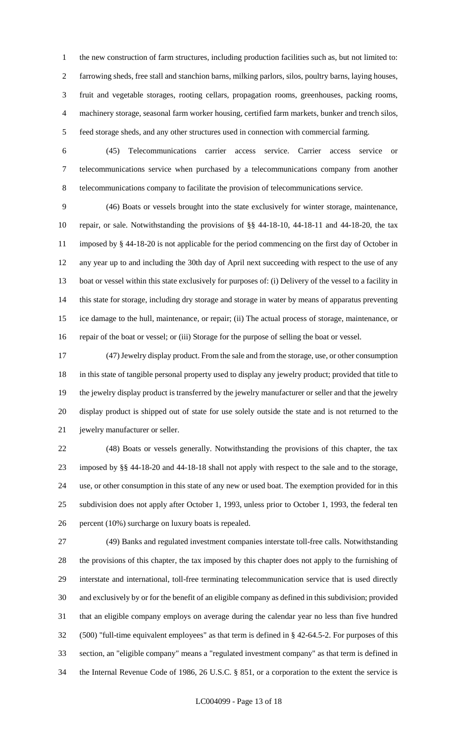the new construction of farm structures, including production facilities such as, but not limited to: farrowing sheds, free stall and stanchion barns, milking parlors, silos, poultry barns, laying houses, fruit and vegetable storages, rooting cellars, propagation rooms, greenhouses, packing rooms, machinery storage, seasonal farm worker housing, certified farm markets, bunker and trench silos, feed storage sheds, and any other structures used in connection with commercial farming.

(45) Telecommunications carrier access service. Carrier access service or telecommunications service when purchased by a telecommunications company from another telecommunications company to facilitate the provision of telecommunications service.

(46) Boats or vessels brought into the state exclusively for winter storage, maintenance, repair, or sale. Notwithstanding the provisions of §§ 44-18-10, 44-18-11 and 44-18-20, the tax imposed by § 44-18-20 is not applicable for the period commencing on the first day of October in any year up to and including the 30th day of April next succeeding with respect to the use of any boat or vessel within this state exclusively for purposes of: (i) Delivery of the vessel to a facility in this state for storage, including dry storage and storage in water by means of apparatus preventing ice damage to the hull, maintenance, or repair; (ii) The actual process of storage, maintenance, or repair of the boat or vessel; or (iii) Storage for the purpose of selling the boat or vessel.

(47) Jewelry display product. From the sale and from the storage, use, or other consumption in this state of tangible personal property used to display any jewelry product; provided that title to the jewelry display product is transferred by the jewelry manufacturer or seller and that the jewelry display product is shipped out of state for use solely outside the state and is not returned to the jewelry manufacturer or seller.

(48) Boats or vessels generally. Notwithstanding the provisions of this chapter, the tax imposed by §§ 44-18-20 and 44-18-18 shall not apply with respect to the sale and to the storage, use, or other consumption in this state of any new or used boat. The exemption provided for in this subdivision does not apply after October 1, 1993, unless prior to October 1, 1993, the federal ten percent (10%) surcharge on luxury boats is repealed.

(49) Banks and regulated investment companies interstate toll-free calls. Notwithstanding the provisions of this chapter, the tax imposed by this chapter does not apply to the furnishing of interstate and international, toll-free terminating telecommunication service that is used directly and exclusively by or for the benefit of an eligible company as defined in this subdivision; provided that an eligible company employs on average during the calendar year no less than five hundred (500) "full-time equivalent employees" as that term is defined in § 42-64.5-2. For purposes of this section, an "eligible company" means a "regulated investment company" as that term is defined in the Internal Revenue Code of 1986, 26 U.S.C. § 851, or a corporation to the extent the service is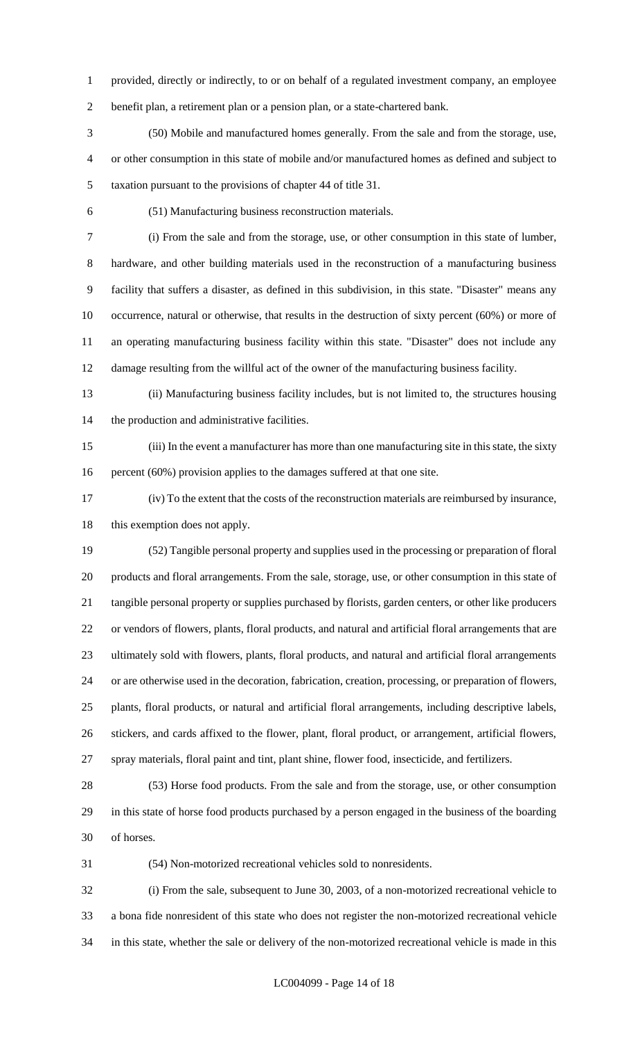provided, directly or indirectly, to or on behalf of a regulated investment company, an employee benefit plan, a retirement plan or a pension plan, or a state-chartered bank.

(50) Mobile and manufactured homes generally. From the sale and from the storage, use, or other consumption in this state of mobile and/or manufactured homes as defined and subject to taxation pursuant to the provisions of chapter 44 of title 31.

(51) Manufacturing business reconstruction materials.

(i) From the sale and from the storage, use, or other consumption in this state of lumber, hardware, and other building materials used in the reconstruction of a manufacturing business facility that suffers a disaster, as defined in this subdivision, in this state. "Disaster" means any occurrence, natural or otherwise, that results in the destruction of sixty percent (60%) or more of an operating manufacturing business facility within this state. "Disaster" does not include any damage resulting from the willful act of the owner of the manufacturing business facility.

(ii) Manufacturing business facility includes, but is not limited to, the structures housing the production and administrative facilities.

(iii) In the event a manufacturer has more than one manufacturing site in this state, the sixty percent (60%) provision applies to the damages suffered at that one site.

(iv) To the extent that the costs of the reconstruction materials are reimbursed by insurance, this exemption does not apply.

(52) Tangible personal property and supplies used in the processing or preparation of floral products and floral arrangements. From the sale, storage, use, or other consumption in this state of tangible personal property or supplies purchased by florists, garden centers, or other like producers or vendors of flowers, plants, floral products, and natural and artificial floral arrangements that are ultimately sold with flowers, plants, floral products, and natural and artificial floral arrangements or are otherwise used in the decoration, fabrication, creation, processing, or preparation of flowers, plants, floral products, or natural and artificial floral arrangements, including descriptive labels, stickers, and cards affixed to the flower, plant, floral product, or arrangement, artificial flowers, spray materials, floral paint and tint, plant shine, flower food, insecticide, and fertilizers.

(53) Horse food products. From the sale and from the storage, use, or other consumption in this state of horse food products purchased by a person engaged in the business of the boarding of horses.

(54) Non-motorized recreational vehicles sold to nonresidents.

(i) From the sale, subsequent to June 30, 2003, of a non-motorized recreational vehicle to a bona fide nonresident of this state who does not register the non-motorized recreational vehicle in this state, whether the sale or delivery of the non-motorized recreational vehicle is made in this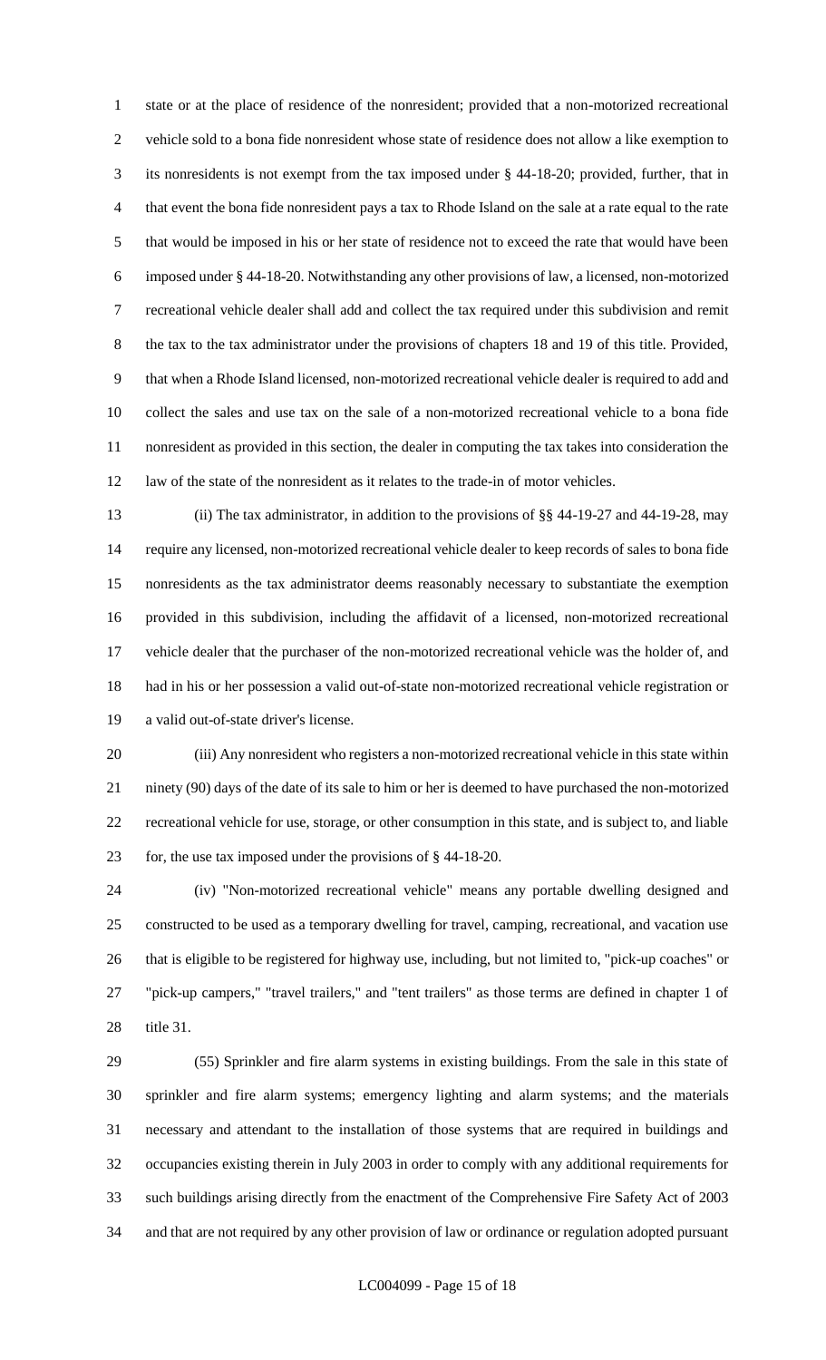state or at the place of residence of the nonresident; provided that a non-motorized recreational vehicle sold to a bona fide nonresident whose state of residence does not allow a like exemption to its nonresidents is not exempt from the tax imposed under § 44-18-20; provided, further, that in that event the bona fide nonresident pays a tax to Rhode Island on the sale at a rate equal to the rate that would be imposed in his or her state of residence not to exceed the rate that would have been imposed under § 44-18-20. Notwithstanding any other provisions of law, a licensed, non-motorized recreational vehicle dealer shall add and collect the tax required under this subdivision and remit the tax to the tax administrator under the provisions of chapters 18 and 19 of this title. Provided, that when a Rhode Island licensed, non-motorized recreational vehicle dealer is required to add and collect the sales and use tax on the sale of a non-motorized recreational vehicle to a bona fide nonresident as provided in this section, the dealer in computing the tax takes into consideration the law of the state of the nonresident as it relates to the trade-in of motor vehicles.

(ii) The tax administrator, in addition to the provisions of §§ 44-19-27 and 44-19-28, may require any licensed, non-motorized recreational vehicle dealer to keep records of sales to bona fide nonresidents as the tax administrator deems reasonably necessary to substantiate the exemption provided in this subdivision, including the affidavit of a licensed, non-motorized recreational vehicle dealer that the purchaser of the non-motorized recreational vehicle was the holder of, and had in his or her possession a valid out-of-state non-motorized recreational vehicle registration or a valid out-of-state driver's license.

(iii) Any nonresident who registers a non-motorized recreational vehicle in this state within ninety (90) days of the date of its sale to him or her is deemed to have purchased the non-motorized recreational vehicle for use, storage, or other consumption in this state, and is subject to, and liable for, the use tax imposed under the provisions of § 44-18-20.

(iv) "Non-motorized recreational vehicle" means any portable dwelling designed and constructed to be used as a temporary dwelling for travel, camping, recreational, and vacation use that is eligible to be registered for highway use, including, but not limited to, "pick-up coaches" or "pick-up campers," "travel trailers," and "tent trailers" as those terms are defined in chapter 1 of title 31.

(55) Sprinkler and fire alarm systems in existing buildings. From the sale in this state of sprinkler and fire alarm systems; emergency lighting and alarm systems; and the materials necessary and attendant to the installation of those systems that are required in buildings and occupancies existing therein in July 2003 in order to comply with any additional requirements for such buildings arising directly from the enactment of the Comprehensive Fire Safety Act of 2003 and that are not required by any other provision of law or ordinance or regulation adopted pursuant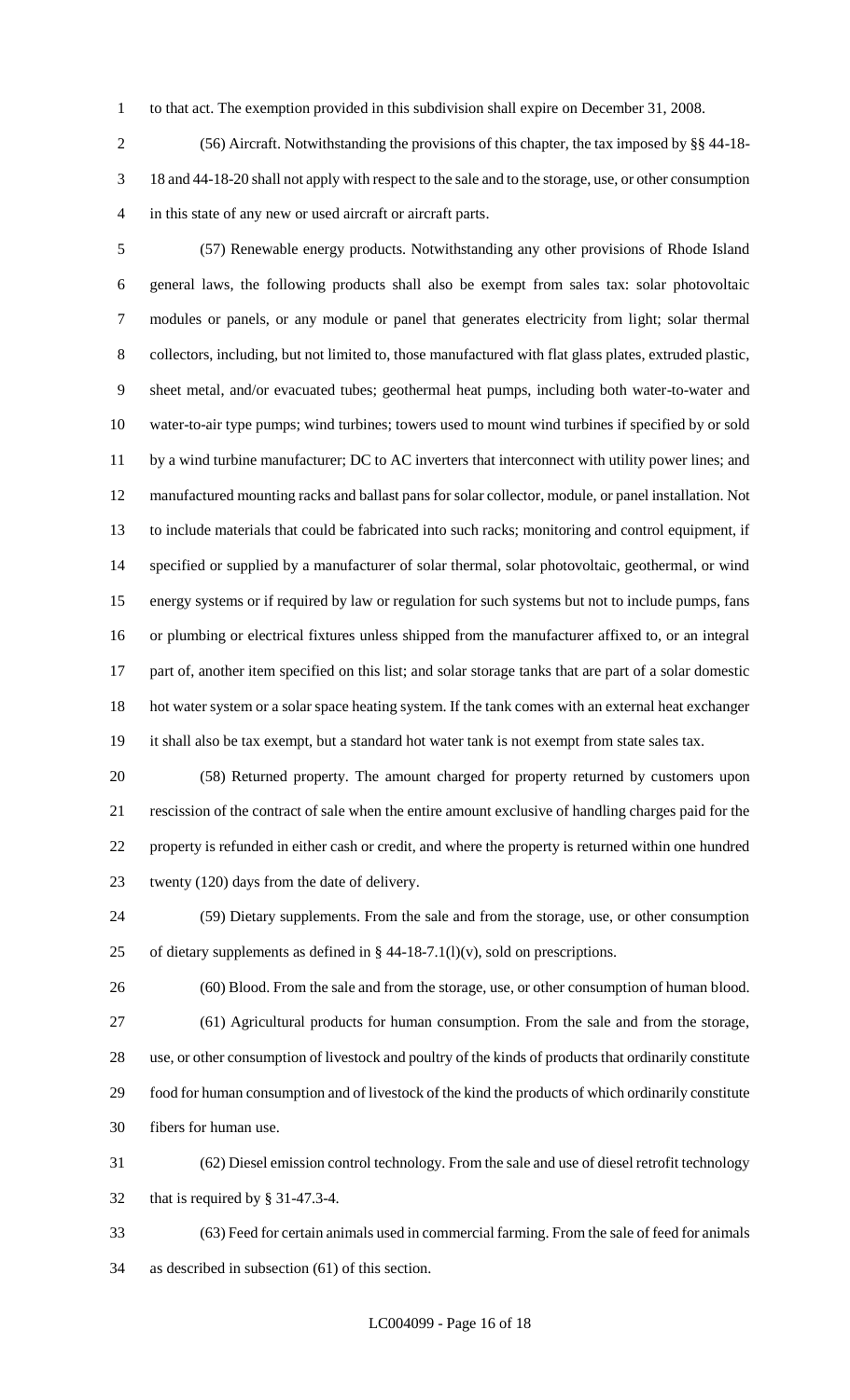to that act. The exemption provided in this subdivision shall expire on December 31, 2008.

(56) Aircraft. Notwithstanding the provisions of this chapter, the tax imposed by §§ 44-18-18 and 44-18-20 shall not apply with respect to the sale and to the storage, use, or other consumption in this state of any new or used aircraft or aircraft parts.

(57) Renewable energy products. Notwithstanding any other provisions of Rhode Island general laws, the following products shall also be exempt from sales tax: solar photovoltaic modules or panels, or any module or panel that generates electricity from light; solar thermal collectors, including, but not limited to, those manufactured with flat glass plates, extruded plastic, sheet metal, and/or evacuated tubes; geothermal heat pumps, including both water-to-water and water-to-air type pumps; wind turbines; towers used to mount wind turbines if specified by or sold by a wind turbine manufacturer; DC to AC inverters that interconnect with utility power lines; and manufactured mounting racks and ballast pans for solar collector, module, or panel installation. Not to include materials that could be fabricated into such racks; monitoring and control equipment, if specified or supplied by a manufacturer of solar thermal, solar photovoltaic, geothermal, or wind energy systems or if required by law or regulation for such systems but not to include pumps, fans or plumbing or electrical fixtures unless shipped from the manufacturer affixed to, or an integral part of, another item specified on this list; and solar storage tanks that are part of a solar domestic hot water system or a solar space heating system. If the tank comes with an external heat exchanger it shall also be tax exempt, but a standard hot water tank is not exempt from state sales tax.

(58) Returned property. The amount charged for property returned by customers upon rescission of the contract of sale when the entire amount exclusive of handling charges paid for the property is refunded in either cash or credit, and where the property is returned within one hundred twenty (120) days from the date of delivery.

(59) Dietary supplements. From the sale and from the storage, use, or other consumption of dietary supplements as defined in § 44-18-7.1(l)(v), sold on prescriptions.

(60) Blood. From the sale and from the storage, use, or other consumption of human blood.

(61) Agricultural products for human consumption. From the sale and from the storage, use, or other consumption of livestock and poultry of the kinds of products that ordinarily constitute food for human consumption and of livestock of the kind the products of which ordinarily constitute fibers for human use.

(62) Diesel emission control technology. From the sale and use of diesel retrofit technology that is required by § 31-47.3-4.

(63) Feed for certain animals used in commercial farming. From the sale of feed for animals as described in subsection (61) of this section.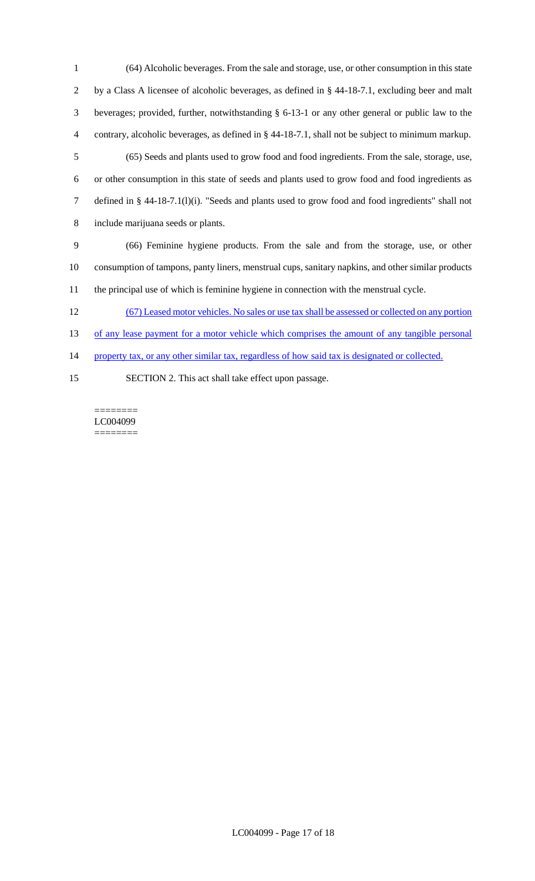(64) Alcoholic beverages. From the sale and storage, use, or other consumption in this state by a Class A licensee of alcoholic beverages, as defined in § 44-18-7.1, excluding beer and malt beverages; provided, further, notwithstanding § 6-13-1 or any other general or public law to the contrary, alcoholic beverages, as defined in § 44-18-7.1, shall not be subject to minimum markup.

(65) Seeds and plants used to grow food and food ingredients. From the sale, storage, use, or other consumption in this state of seeds and plants used to grow food and food ingredients as defined in § 44-18-7.1(l)(i). "Seeds and plants used to grow food and food ingredients" shall not include marijuana seeds or plants.

(66) Feminine hygiene products. From the sale and from the storage, use, or other consumption of tampons, panty liners, menstrual cups, sanitary napkins, and other similar products the principal use of which is feminine hygiene in connection with the menstrual cycle.

(67) Leased motor vehicles. No sales or use tax shall be assessed or collected on any portion of any lease payment for a motor vehicle which comprises the amount of any tangible personal property tax, or any other similar tax, regardless of how said tax is designated or collected.

SECTION 2. This act shall take effect upon passage.

========
LC004099
========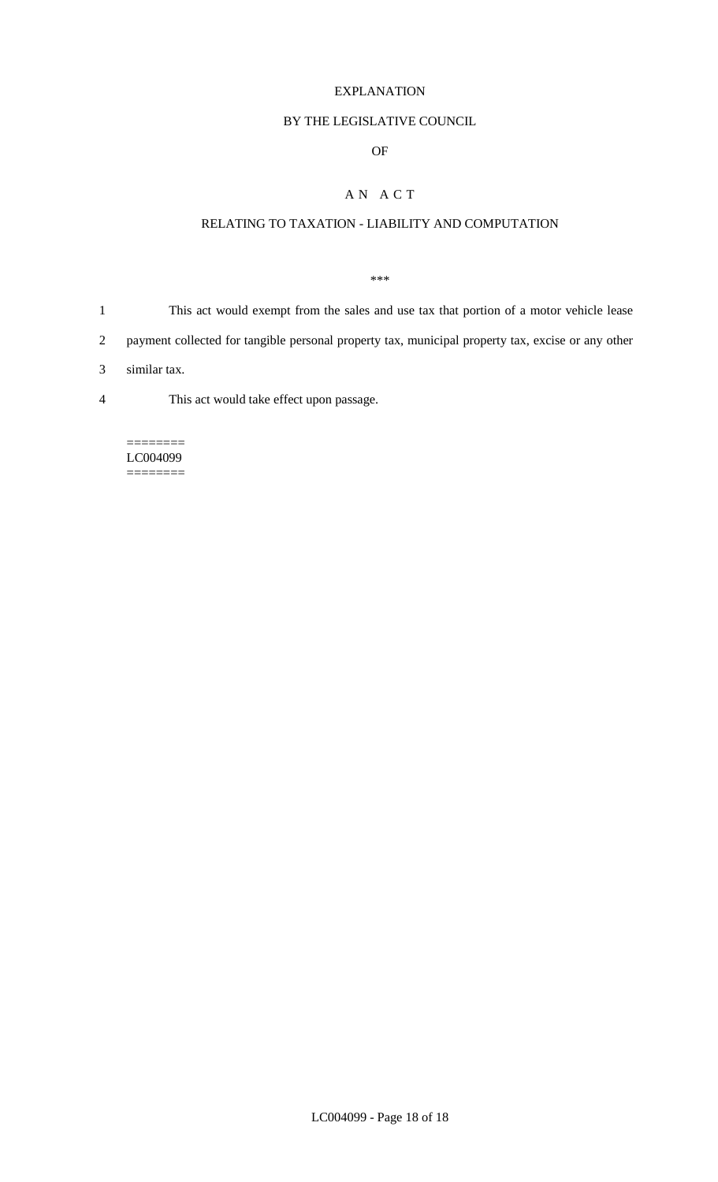EXPLANATION

BY THE LEGISLATIVE COUNCIL

OF

A N A C T

RELATING TO TAXATION - LIABILITY AND COMPUTATION

\*\*\*

This act would exempt from the sales and use tax that portion of a motor vehicle lease payment collected for tangible personal property tax, municipal property tax, excise or any other similar tax.

This act would take effect upon passage.

========
LC004099
========